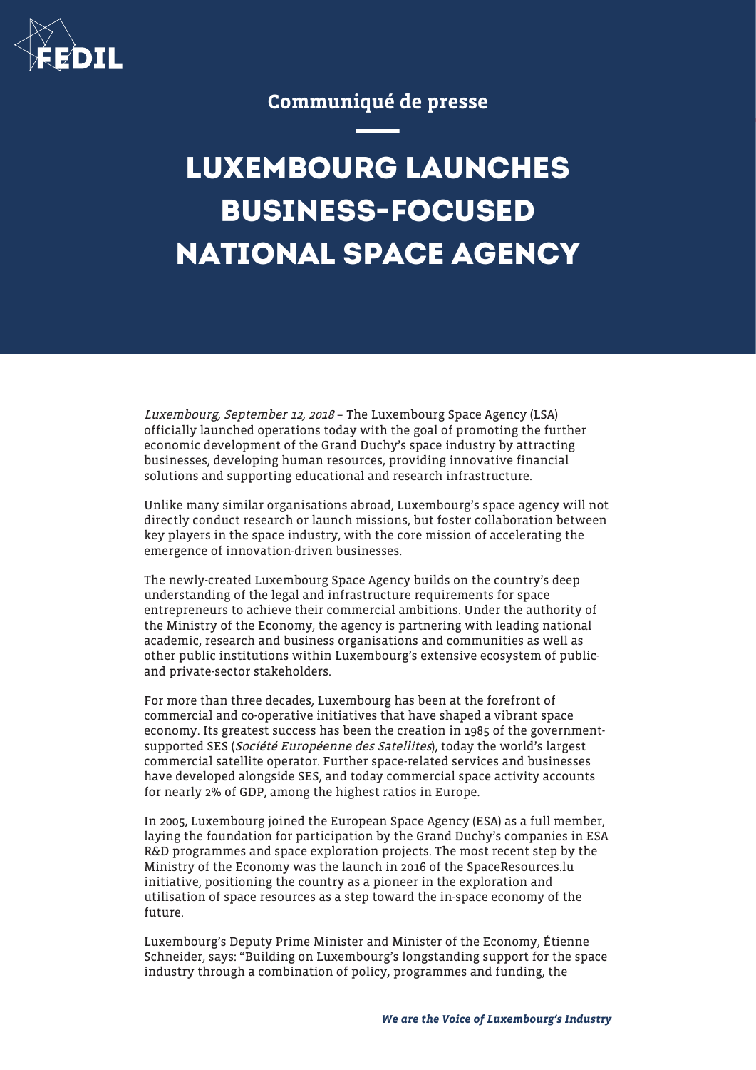Communiqué de presse

# LUXEMBOURG LAUNCHES BUSINESS-FOCUSED NATIONAL SPACE AGENCY

*Luxembourg, September 12, 2018* – The Luxembourg Space Agency (LSA) officially launched operations today with the goal of promoting the further economic development of the Grand Duchy's space industry by attracting businesses, developing human resources, providing innovative financial solutions and supporting educational and research infrastructure.

Unlike many similar organisations abroad, Luxembourg's space agency will not directly conduct research or launch missions, but foster collaboration between key players in the space industry, with the core mission of accelerating the emergence of innovation-driven businesses.

The newly-created Luxembourg Space Agency builds on the country's deep understanding of the legal and infrastructure requirements for space entrepreneurs to achieve their commercial ambitions. Under the authority of the Ministry of the Economy, the agency is partnering with leading national academic, research and business organisations and communities as well as other public institutions within Luxembourg's extensive ecosystem of public- and private-sector stakeholders.

For more than three decades, Luxembourg has been at the forefront of commercial and co-operative initiatives that have shaped a vibrant space economy. Its greatest success has been the creation in 1985 of the government-supported SES (*Société Européenne des Satellites*), today the world's largest commercial satellite operator. Further space-related services and businesses have developed alongside SES, and today commercial space activity accounts for nearly 2% of GDP, among the highest ratios in Europe.

In 2005, Luxembourg joined the European Space Agency (ESA) as a full member, laying the foundation for participation by the Grand Duchy's companies in ESA R&D programmes and space exploration projects. The most recent step by the Ministry of the Economy was the launch in 2016 of the SpaceResources.lu initiative, positioning the country as a pioneer in the exploration and utilisation of space resources as a step toward the in-space economy of the future.

Luxembourg's Deputy Prime Minister and Minister of the Economy, Étienne Schneider, says: "Building on Luxembourg's longstanding support for the space industry through a combination of policy, programmes and funding, the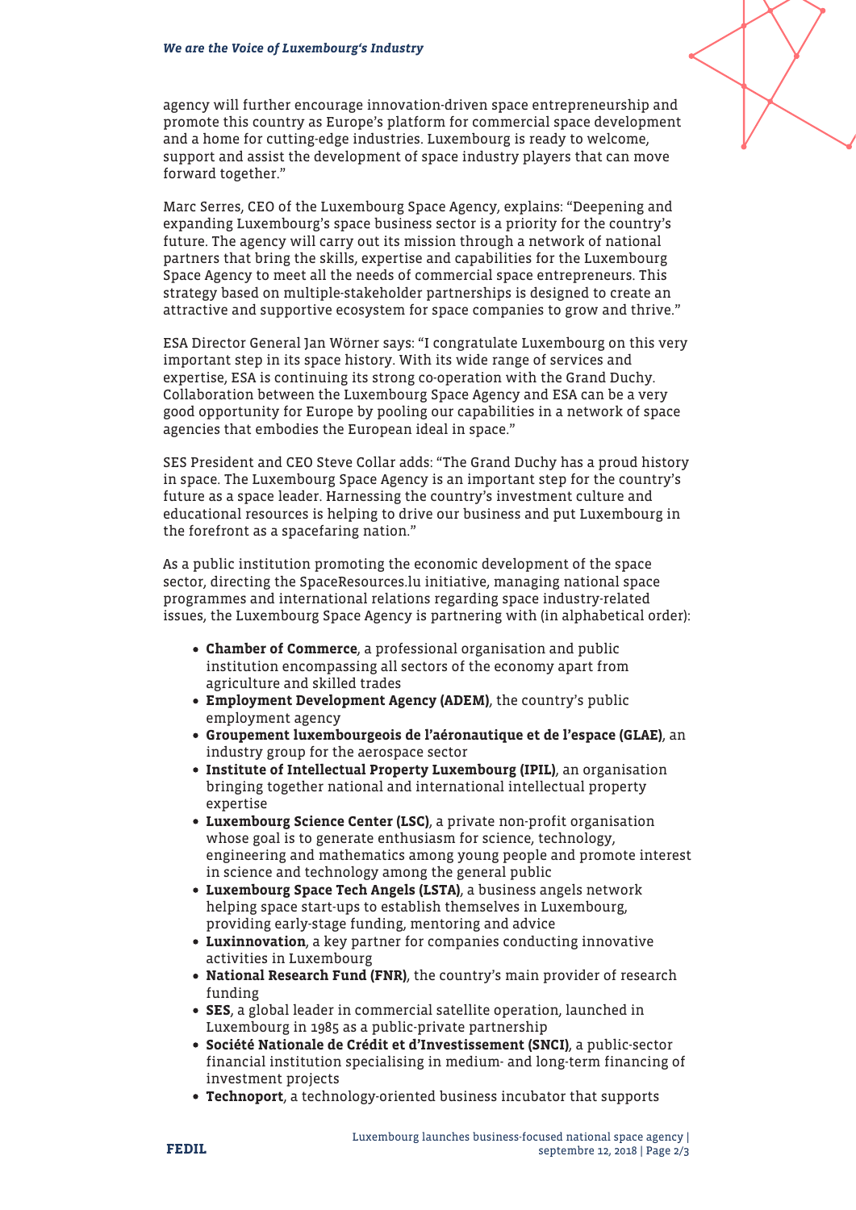agency will further encourage innovation-driven space entrepreneurship and promote this country as Europe's platform for commercial space development and a home for cutting-edge industries. Luxembourg is ready to welcome, support and assist the development of space industry players that can move forward together."

Marc Serres, CEO of the Luxembourg Space Agency, explains: "Deepening and expanding Luxembourg's space business sector is a priority for the country's future. The agency will carry out its mission through a network of national partners that bring the skills, expertise and capabilities for the Luxembourg Space Agency to meet all the needs of commercial space entrepreneurs. This strategy based on multiple-stakeholder partnerships is designed to create an attractive and supportive ecosystem for space companies to grow and thrive."

ESA Director General Jan Wörner says: "I congratulate Luxembourg on this very important step in its space history. With its wide range of services and expertise, ESA is continuing its strong co-operation with the Grand Duchy. Collaboration between the Luxembourg Space Agency and ESA can be a very good opportunity for Europe by pooling our capabilities in a network of space agencies that embodies the European ideal in space."

SES President and CEO Steve Collar adds: "The Grand Duchy has a proud history in space. The Luxembourg Space Agency is an important step for the country's future as a space leader. Harnessing the country's investment culture and educational resources is helping to drive our business and put Luxembourg in the forefront as a spacefaring nation."

As a public institution promoting the economic development of the space sector, directing the SpaceResources.lu initiative, managing national space programmes and international relations regarding space industry-related issues, the Luxembourg Space Agency is partnering with (in alphabetical order):

- **Chamber of Commerce**, a professional organisation and public institution encompassing all sectors of the economy apart from agriculture and skilled trades
- **Employment Development Agency (ADEM)**, the country's public employment agency
- **Groupement luxembourgeois de l'aéronautique et de l'espace (GLAE)**, an industry group for the aerospace sector
- **Institute of Intellectual Property Luxembourg (IPIL)**, an organisation bringing together national and international intellectual property expertise
- **Luxembourg Science Center (LSC)**, a private non-profit organisation whose goal is to generate enthusiasm for science, technology, engineering and mathematics among young people and promote interest in science and technology among the general public
- **Luxembourg Space Tech Angels (LSTA)**, a business angels network helping space start-ups to establish themselves in Luxembourg, providing early-stage funding, mentoring and advice
- **Luxinnovation**, a key partner for companies conducting innovative activities in Luxembourg
- **National Research Fund (FNR)**, the country's main provider of research funding
- **SES**, a global leader in commercial satellite operation, launched in Luxembourg in 1985 as a public-private partnership
- **Société Nationale de Crédit et d'Investissement (SNCI)**, a public-sector financial institution specialising in medium- and long-term financing of investment projects
- **Technoport**, a technology-oriented business incubator that supports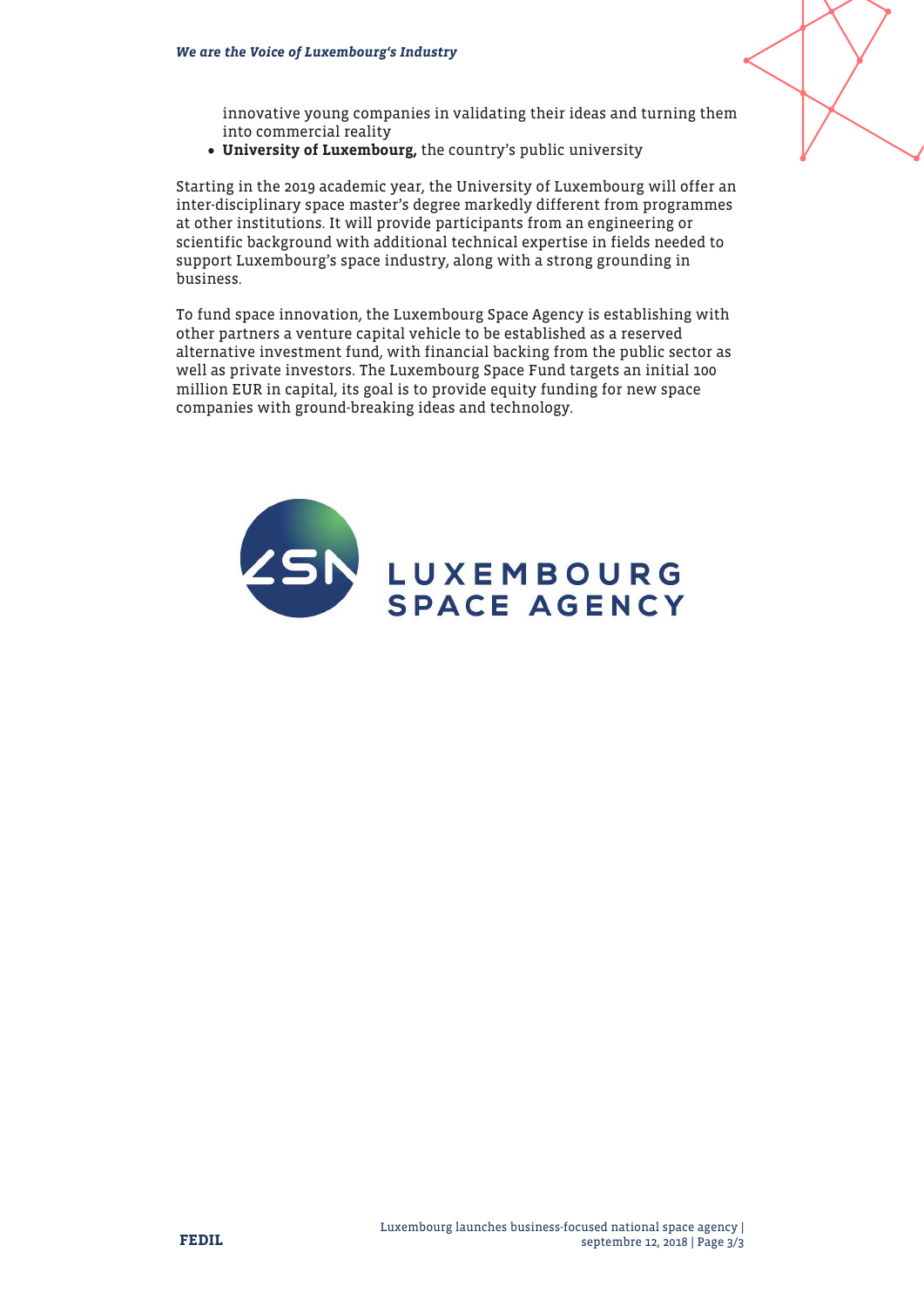innovative young companies in validating their ideas and turning them into commercial reality

- **University of Luxembourg,** the country's public university

Starting in the 2019 academic year, the University of Luxembourg will offer an inter-disciplinary space master's degree markedly different from programmes at other institutions. It will provide participants from an engineering or scientific background with additional technical expertise in fields needed to support Luxembourg's space industry, along with a strong grounding in business.

To fund space innovation, the Luxembourg Space Agency is establishing with other partners a venture capital vehicle to be established as a reserved alternative investment fund, with financial backing from the public sector as well as private investors. The Luxembourg Space Fund targets an initial 100 million EUR in capital, its goal is to provide equity funding for new space companies with ground-breaking ideas and technology.

LUXEMBOURG SPACE AGENCY